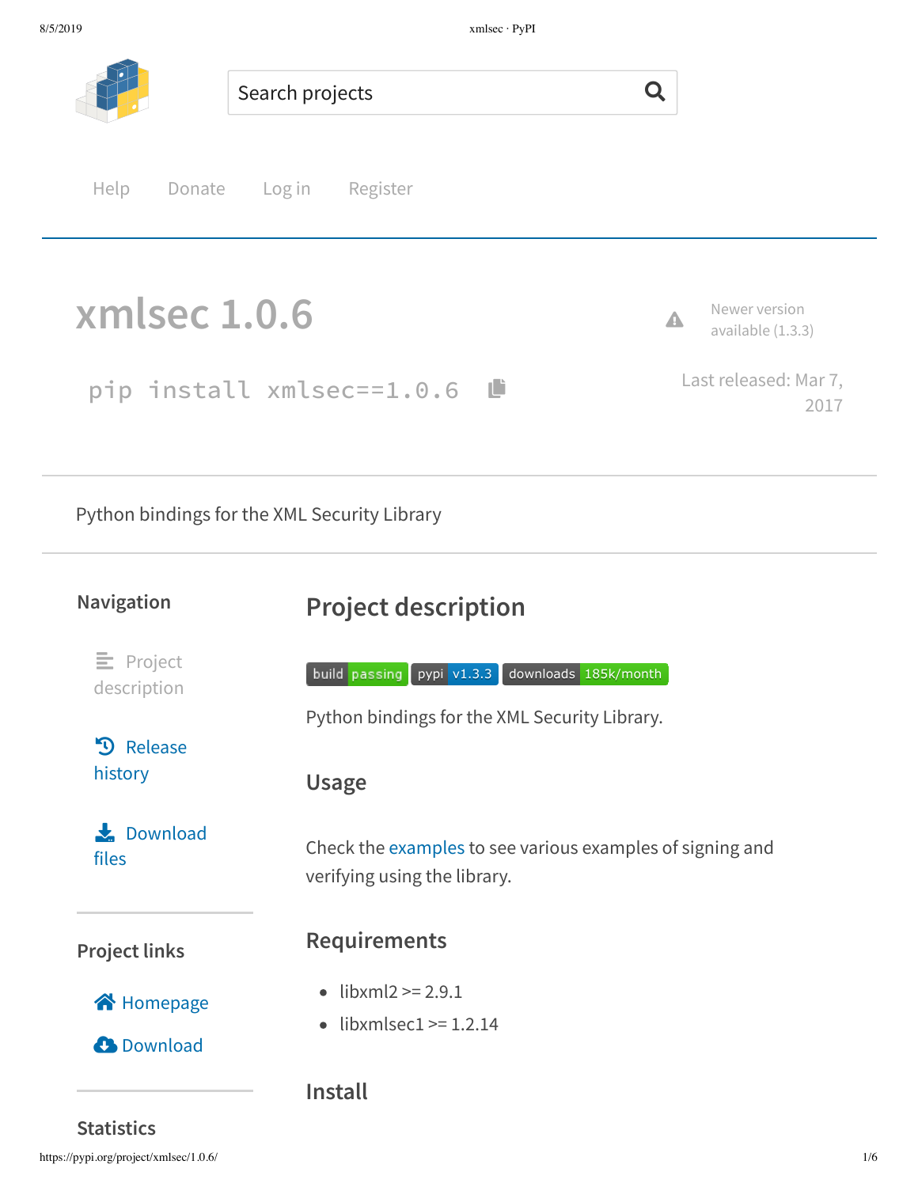Search projects

Help Donate Log in Register

# xmlsec 1.0.6

Newer version available (1.3.3)

```
pip install xmlsec==1.0.6
```

Last released: Mar 7, 2017

Python bindings for the XML Security Library

### Navigation

- Project description
- Release history
- Download files

### Project links

- Homepage
- Download

### Statistics

## Project description

build passing | pypi v1.3.3 | downloads 185k/month

Python bindings for the XML Security Library.

### Usage

Check the examples to see various examples of signing and verifying using the library.

### Requirements

- libxml2 >= 2.9.1
- libxmlsec1 >= 1.2.14

### Install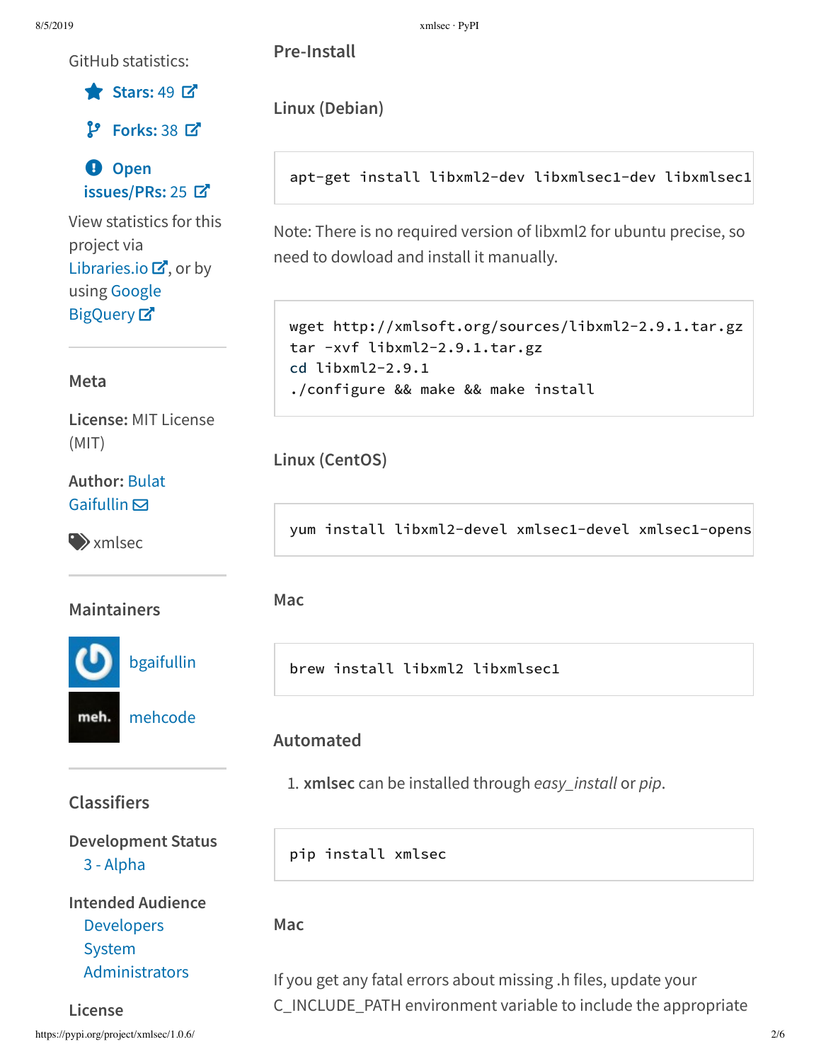GitHub statistics:

- Stars: 49
- Forks: 38
- Open issues/PRs: 25

View statistics for this project via Libraries.io, or by using Google BigQuery

### Meta

**License:** MIT License (MIT)

**Author:** Bulat Gaifullin

xmlsec

### Maintainers

bgaifullin

mehcode

### Classifiers

**Development Status**
- 3 - Alpha

**Intended Audience**
- Developers
- System Administrators

**License**

## Pre-Install

### Linux (Debian)

```
apt-get install libxml2-dev libxmlsec1-dev libxmlsec1
```

Note: There is no required version of libxml2 for ubuntu precise, so need to dowload and install it manually.

```
wget http://xmlsoft.org/sources/libxml2-2.9.1.tar.gz
tar -xvf libxml2-2.9.1.tar.gz
cd libxml2-2.9.1
./configure && make && make install
```

### Linux (CentOS)

```
yum install libxml2-devel xmlsec1-devel xmlsec1-opens
```

### Mac

```
brew install libxml2 libxmlsec1
```

## Automated

1. **xmlsec** can be installed through *easy_install* or *pip*.

```
pip install xmlsec
```

### Mac

If you get any fatal errors about missing .h files, update your C_INCLUDE_PATH environment variable to include the appropriate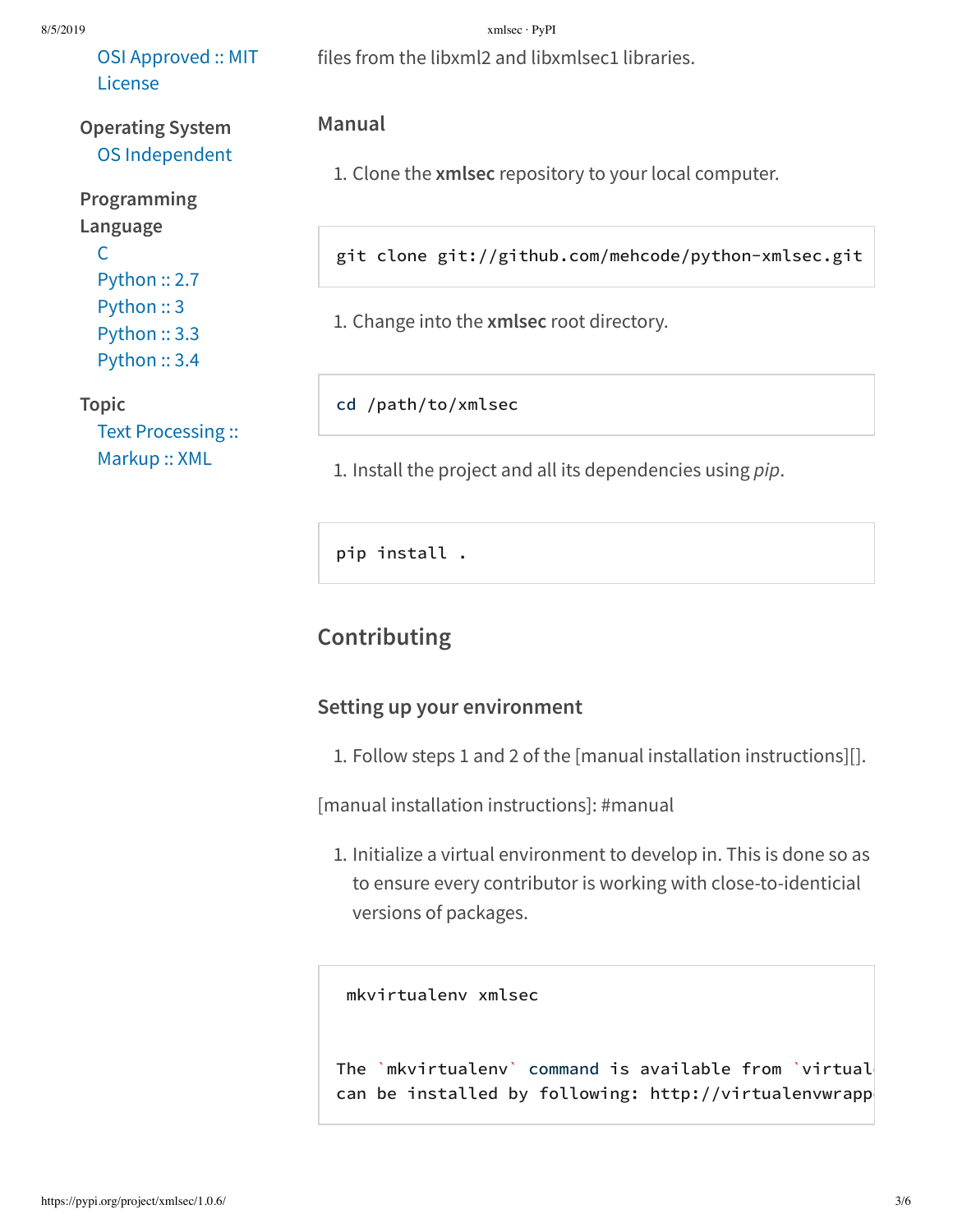OSI Approved :: MIT License

Operating System
OS Independent

Programming Language
C
Python :: 2.7
Python :: 3
Python :: 3.3
Python :: 3.4

Topic
Text Processing :: Markup :: XML

files from the libxml2 and libxmlsec1 libraries.

### Manual

1. Clone the **xmlsec** repository to your local computer.

```
git clone git://github.com/mehcode/python-xmlsec.git
```

1. Change into the **xmlsec** root directory.

```
cd /path/to/xmlsec
```

1. Install the project and all its dependencies using *pip*.

```
pip install .
```

## Contributing

### Setting up your environment

1. Follow steps 1 and 2 of the [manual installation instructions][].

[manual installation instructions]: #manual

1. Initialize a virtual environment to develop in. This is done so as to ensure every contributor is working with close-to-identicial versions of packages.

```
 mkvirtualenv xmlsec


The `mkvirtualenv` command is available from `virtual
can be installed by following: http://virtualenvwrapp
```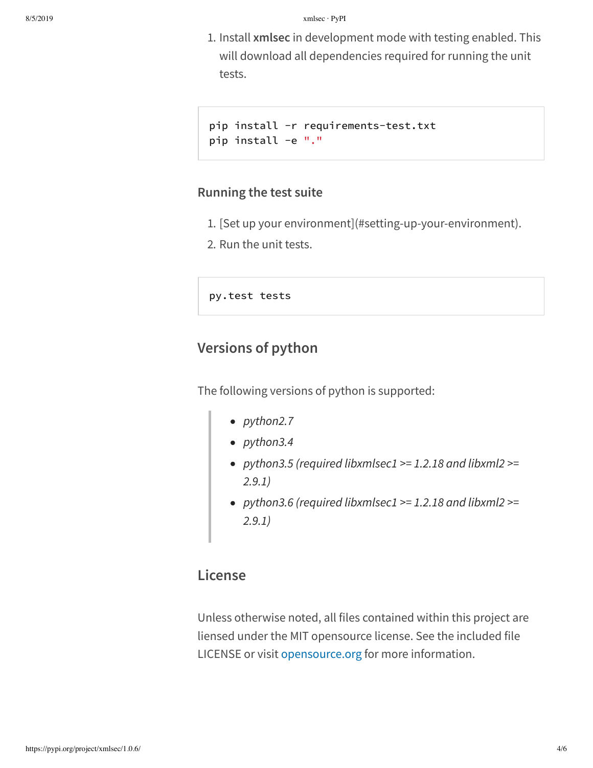1. Install **xmlsec** in development mode with testing enabled. This will download all dependencies required for running the unit tests.

```
pip install -r requirements-test.txt
pip install -e "."
```

### Running the test suite

1. [Set up your environment](#setting-up-your-environment).
2. Run the unit tests.

```
py.test tests
```

## Versions of python

The following versions of python is supported:

> - *python2.7*
> - *python3.4*
> - *python3.5 (required libxmlsec1 >= 1.2.18 and libxml2 >= 2.9.1)*
> - *python3.6 (required libxmlsec1 >= 1.2.18 and libxml2 >= 2.9.1)*

## License

Unless otherwise noted, all files contained within this project are liensed under the MIT opensource license. See the included file LICENSE or visit opensource.org for more information.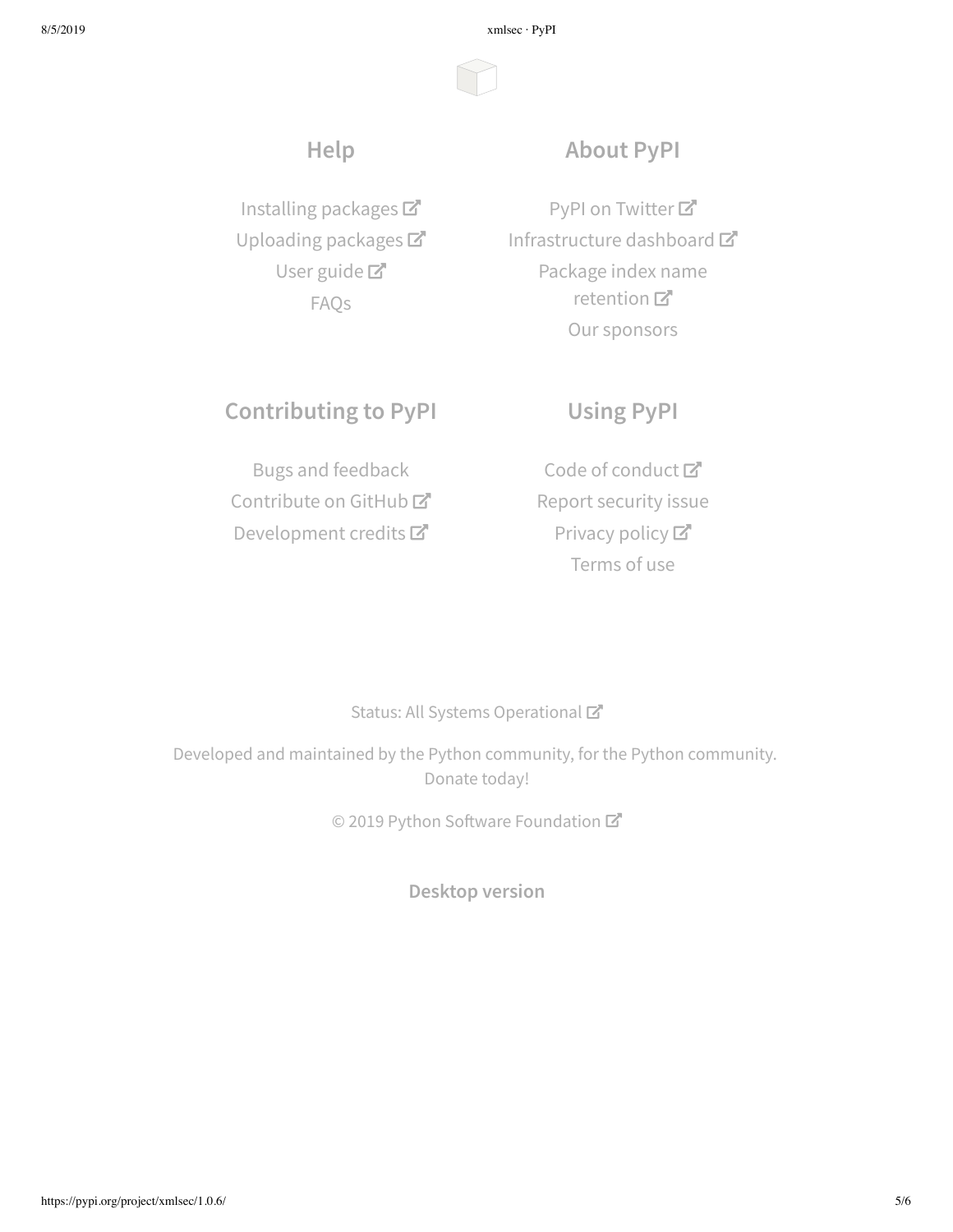## Help

Installing packages
Uploading packages
User guide
FAQs

## About PyPI

PyPI on Twitter
Infrastructure dashboard
Package index name retention
Our sponsors

## Contributing to PyPI

Bugs and feedback
Contribute on GitHub
Development credits

## Using PyPI

Code of conduct
Report security issue
Privacy policy
Terms of use

Status: All Systems Operational

Developed and maintained by the Python community, for the Python community.
Donate today!

© 2019 Python Software Foundation

**Desktop version**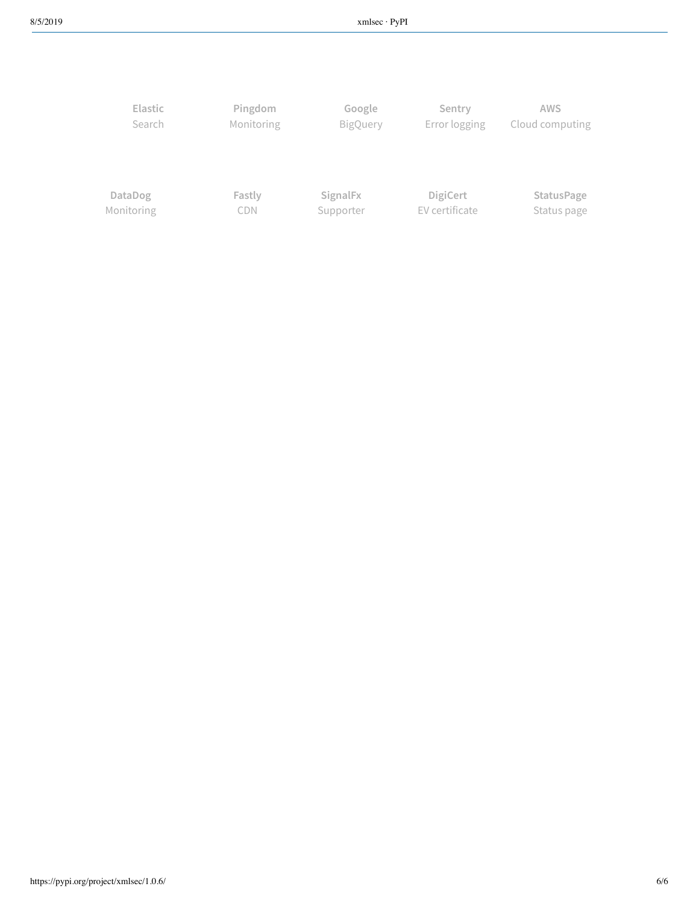**Elastic**
Search

**Pingdom**
Monitoring

**Google**
BigQuery

**Sentry**
Error logging

**AWS**
Cloud computing

**DataDog**
Monitoring

**Fastly**
CDN

**SignalFx**
Supporter

**DigiCert**
EV certificate

**StatusPage**
Status page